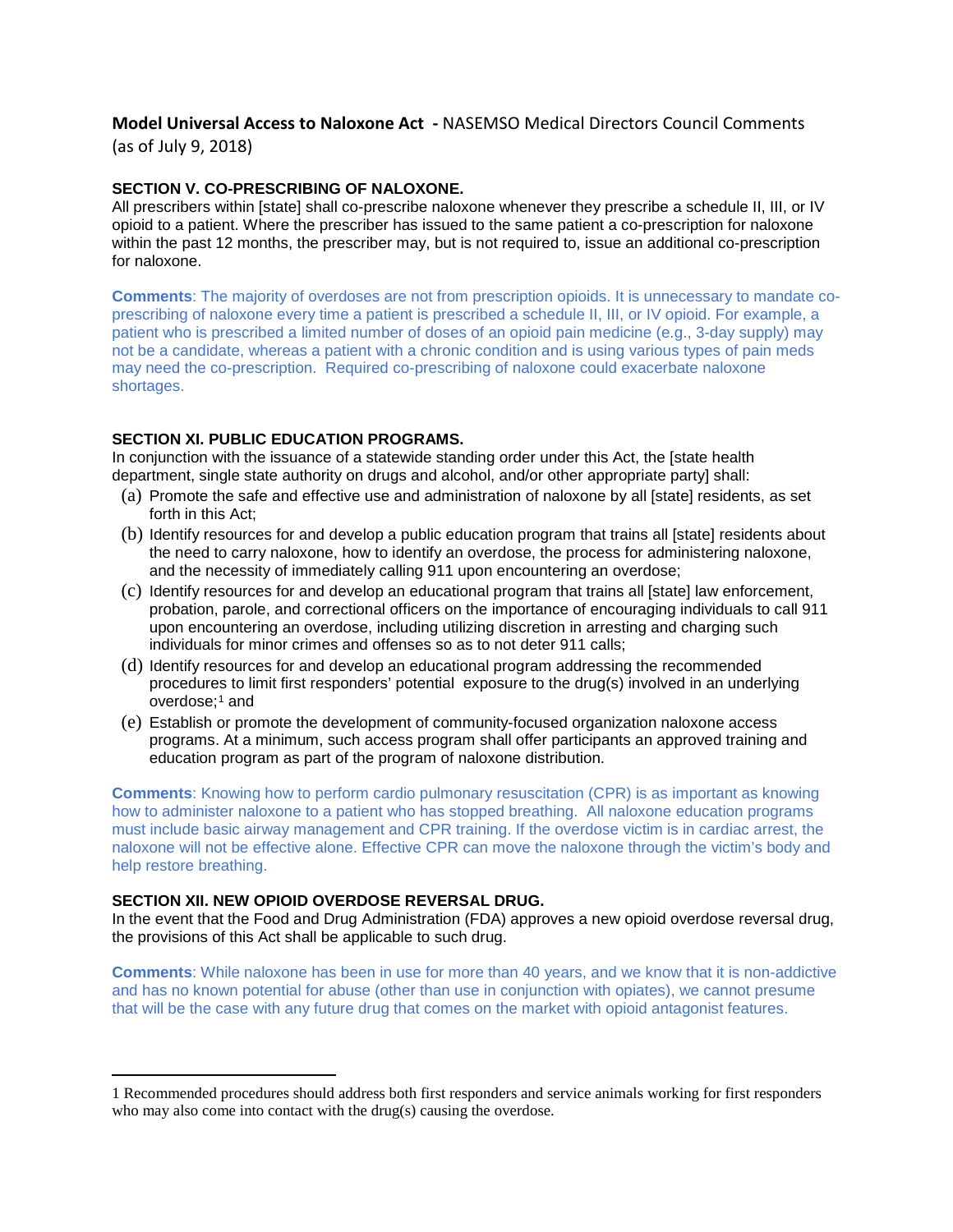**Model Universal Access to Naloxone Act -** NASEMSO Medical Directors Council Comments (as of July 9, 2018)

**SECTION V. CO-PRESCRIBING OF NALOXONE.**

All prescribers within [state] shall co-prescribe naloxone whenever they prescribe a schedule II, III, or IV opioid to a patient. Where the prescriber has issued to the same patient a co-prescription for naloxone within the past 12 months, the prescriber may, but is not required to, issue an additional co-prescription for naloxone.

**Comments**: The majority of overdoses are not from prescription opioids. It is unnecessary to mandate co-prescribing of naloxone every time a patient is prescribed a schedule II, III, or IV opioid. For example, a patient who is prescribed a limited number of doses of an opioid pain medicine (e.g., 3-day supply) may not be a candidate, whereas a patient with a chronic condition and is using various types of pain meds may need the co-prescription. Required co-prescribing of naloxone could exacerbate naloxone shortages.

**SECTION XI. PUBLIC EDUCATION PROGRAMS.**

In conjunction with the issuance of a statewide standing order under this Act, the [state health department, single state authority on drugs and alcohol, and/or other appropriate party] shall:

(a) Promote the safe and effective use and administration of naloxone by all [state] residents, as set forth in this Act;

(b) Identify resources for and develop a public education program that trains all [state] residents about the need to carry naloxone, how to identify an overdose, the process for administering naloxone, and the necessity of immediately calling 911 upon encountering an overdose;

(c) Identify resources for and develop an educational program that trains all [state] law enforcement, probation, parole, and correctional officers on the importance of encouraging individuals to call 911 upon encountering an overdose, including utilizing discretion in arresting and charging such individuals for minor crimes and offenses so as to not deter 911 calls;

(d) Identify resources for and develop an educational program addressing the recommended procedures to limit first responders' potential exposure to the drug(s) involved in an underlying overdose;[1] and

(e) Establish or promote the development of community-focused organization naloxone access programs. At a minimum, such access program shall offer participants an approved training and education program as part of the program of naloxone distribution.

**Comments**: Knowing how to perform cardio pulmonary resuscitation (CPR) is as important as knowing how to administer naloxone to a patient who has stopped breathing. All naloxone education programs must include basic airway management and CPR training. If the overdose victim is in cardiac arrest, the naloxone will not be effective alone. Effective CPR can move the naloxone through the victim's body and help restore breathing.

**SECTION XII. NEW OPIOID OVERDOSE REVERSAL DRUG.**

In the event that the Food and Drug Administration (FDA) approves a new opioid overdose reversal drug, the provisions of this Act shall be applicable to such drug.

**Comments**: While naloxone has been in use for more than 40 years, and we know that it is non-addictive and has no known potential for abuse (other than use in conjunction with opiates), we cannot presume that will be the case with any future drug that comes on the market with opioid antagonist features.

---

1 Recommended procedures should address both first responders and service animals working for first responders who may also come into contact with the drug(s) causing the overdose.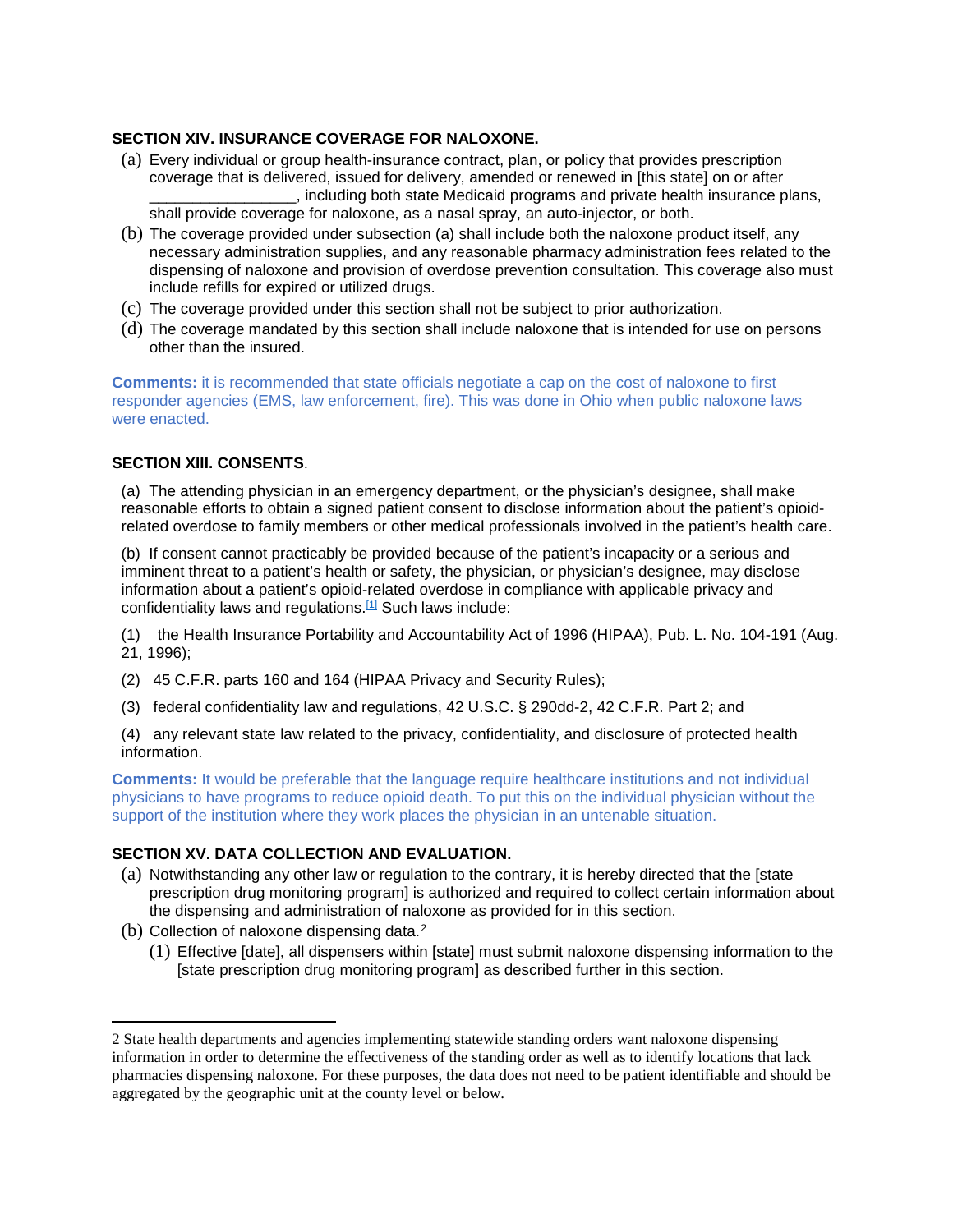**SECTION XIV. INSURANCE COVERAGE FOR NALOXONE.**

(a) Every individual or group health-insurance contract, plan, or policy that provides prescription coverage that is delivered, issued for delivery, amended or renewed in [this state] on or after _________________, including both state Medicaid programs and private health insurance plans, shall provide coverage for naloxone, as a nasal spray, an auto-injector, or both.

(b) The coverage provided under subsection (a) shall include both the naloxone product itself, any necessary administration supplies, and any reasonable pharmacy administration fees related to the dispensing of naloxone and provision of overdose prevention consultation. This coverage also must include refills for expired or utilized drugs.

(c) The coverage provided under this section shall not be subject to prior authorization.

(d) The coverage mandated by this section shall include naloxone that is intended for use on persons other than the insured.

**Comments:** it is recommended that state officials negotiate a cap on the cost of naloxone to first responder agencies (EMS, law enforcement, fire). This was done in Ohio when public naloxone laws were enacted.

**SECTION XIII. CONSENTS**.

(a) The attending physician in an emergency department, or the physician's designee, shall make reasonable efforts to obtain a signed patient consent to disclose information about the patient's opioid-related overdose to family members or other medical professionals involved in the patient's health care.

(b) If consent cannot practicably be provided because of the patient's incapacity or a serious and imminent threat to a patient's health or safety, the physician, or physician's designee, may disclose information about a patient's opioid-related overdose in compliance with applicable privacy and confidentiality laws and regulations.[1] Such laws include:

(1) the Health Insurance Portability and Accountability Act of 1996 (HIPAA), Pub. L. No. 104-191 (Aug. 21, 1996);

(2) 45 C.F.R. parts 160 and 164 (HIPAA Privacy and Security Rules);

(3) federal confidentiality law and regulations, 42 U.S.C. § 290dd-2, 42 C.F.R. Part 2; and

(4) any relevant state law related to the privacy, confidentiality, and disclosure of protected health information.

**Comments:** It would be preferable that the language require healthcare institutions and not individual physicians to have programs to reduce opioid death. To put this on the individual physician without the support of the institution where they work places the physician in an untenable situation.

**SECTION XV. DATA COLLECTION AND EVALUATION.**

(a) Notwithstanding any other law or regulation to the contrary, it is hereby directed that the [state prescription drug monitoring program] is authorized and required to collect certain information about the dispensing and administration of naloxone as provided for in this section.

(b) Collection of naloxone dispensing data.[2]

(1) Effective [date], all dispensers within [state] must submit naloxone dispensing information to the [state prescription drug monitoring program] as described further in this section.

---

[2] State health departments and agencies implementing statewide standing orders want naloxone dispensing information in order to determine the effectiveness of the standing order as well as to identify locations that lack pharmacies dispensing naloxone. For these purposes, the data does not need to be patient identifiable and should be aggregated by the geographic unit at the county level or below.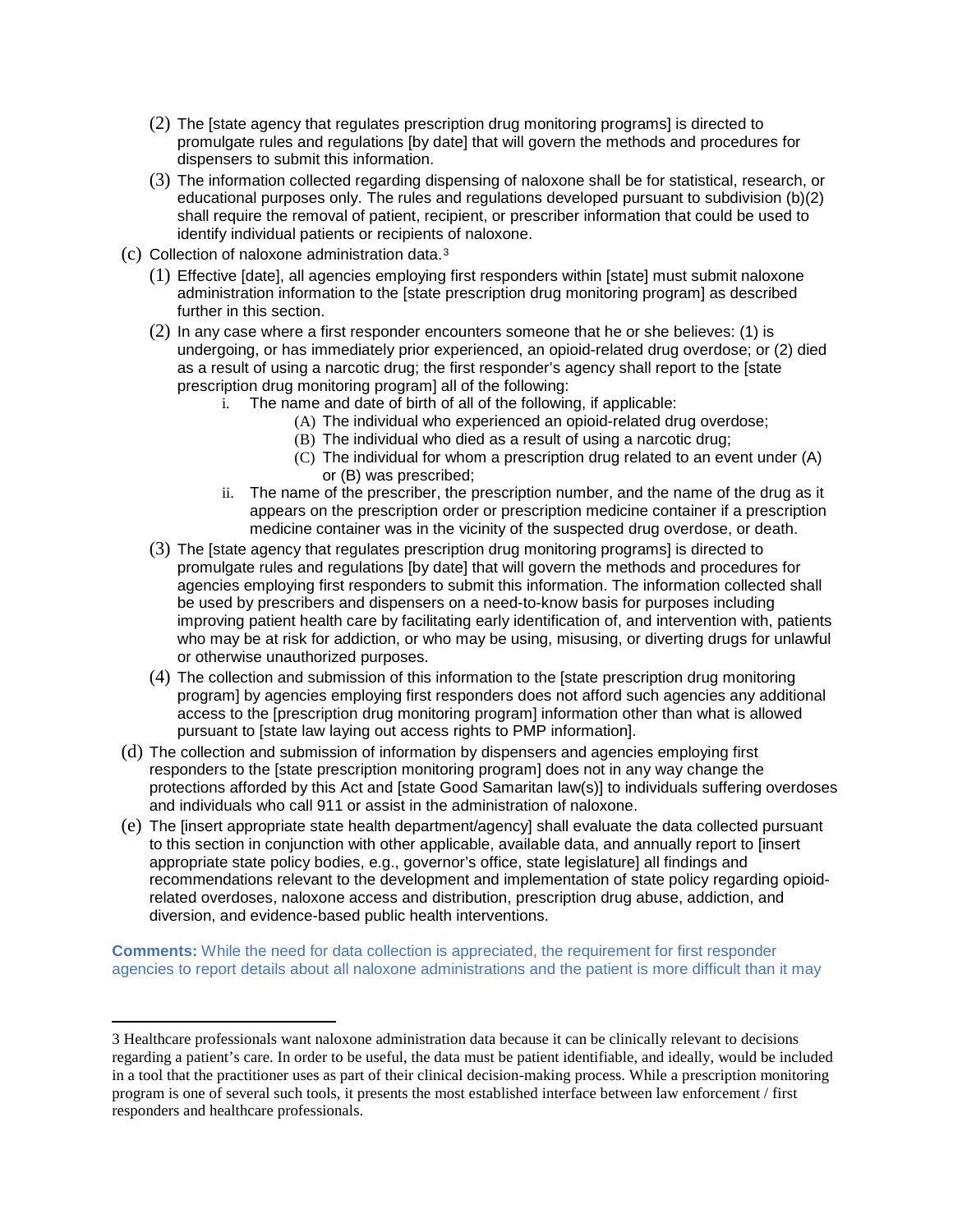(2) The [state agency that regulates prescription drug monitoring programs] is directed to promulgate rules and regulations [by date] that will govern the methods and procedures for dispensers to submit this information.

(3) The information collected regarding dispensing of naloxone shall be for statistical, research, or educational purposes only. The rules and regulations developed pursuant to subdivision (b)(2) shall require the removal of patient, recipient, or prescriber information that could be used to identify individual patients or recipients of naloxone.

(c) Collection of naloxone administration data.[3]

(1) Effective [date], all agencies employing first responders within [state] must submit naloxone administration information to the [state prescription drug monitoring program] as described further in this section.

(2) In any case where a first responder encounters someone that he or she believes: (1) is undergoing, or has immediately prior experienced, an opioid-related drug overdose; or (2) died as a result of using a narcotic drug; the first responder's agency shall report to the [state prescription drug monitoring program] all of the following:

i. The name and date of birth of all of the following, if applicable:
   (A) The individual who experienced an opioid-related drug overdose;
   (B) The individual who died as a result of using a narcotic drug;
   (C) The individual for whom a prescription drug related to an event under (A) or (B) was prescribed;

ii. The name of the prescriber, the prescription number, and the name of the drug as it appears on the prescription order or prescription medicine container if a prescription medicine container was in the vicinity of the suspected drug overdose, or death.

(3) The [state agency that regulates prescription drug monitoring programs] is directed to promulgate rules and regulations [by date] that will govern the methods and procedures for agencies employing first responders to submit this information. The information collected shall be used by prescribers and dispensers on a need-to-know basis for purposes including improving patient health care by facilitating early identification of, and intervention with, patients who may be at risk for addiction, or who may be using, misusing, or diverting drugs for unlawful or otherwise unauthorized purposes.

(4) The collection and submission of this information to the [state prescription drug monitoring program] by agencies employing first responders does not afford such agencies any additional access to the [prescription drug monitoring program] information other than what is allowed pursuant to [state law laying out access rights to PMP information].

(d) The collection and submission of information by dispensers and agencies employing first responders to the [state prescription monitoring program] does not in any way change the protections afforded by this Act and [state Good Samaritan law(s)] to individuals suffering overdoses and individuals who call 911 or assist in the administration of naloxone.

(e) The [insert appropriate state health department/agency] shall evaluate the data collected pursuant to this section in conjunction with other applicable, available data, and annually report to [insert appropriate state policy bodies, e.g., governor's office, state legislature] all findings and recommendations relevant to the development and implementation of state policy regarding opioid-related overdoses, naloxone access and distribution, prescription drug abuse, addiction, and diversion, and evidence-based public health interventions.

**Comments:** While the need for data collection is appreciated, the requirement for first responder agencies to report details about all naloxone administrations and the patient is more difficult than it may

---

[3] Healthcare professionals want naloxone administration data because it can be clinically relevant to decisions regarding a patient's care. In order to be useful, the data must be patient identifiable, and ideally, would be included in a tool that the practitioner uses as part of their clinical decision-making process. While a prescription monitoring program is one of several such tools, it presents the most established interface between law enforcement / first responders and healthcare professionals.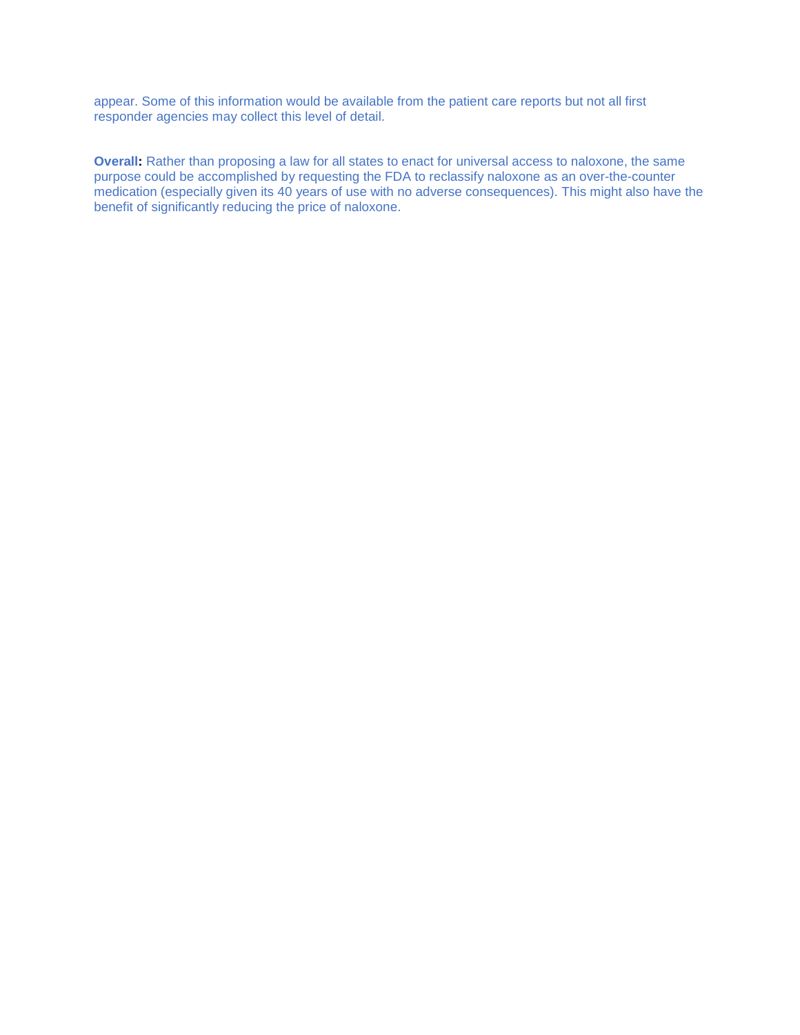appear. Some of this information would be available from the patient care reports but not all first responder agencies may collect this level of detail.

**Overall:** Rather than proposing a law for all states to enact for universal access to naloxone, the same purpose could be accomplished by requesting the FDA to reclassify naloxone as an over-the-counter medication (especially given its 40 years of use with no adverse consequences). This might also have the benefit of significantly reducing the price of naloxone.